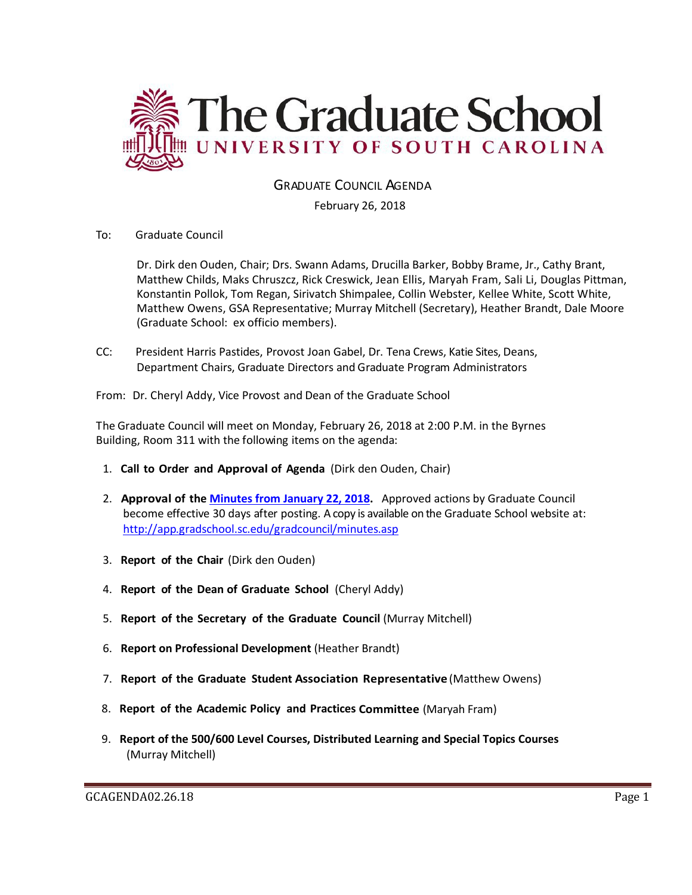# The Graduate School

## UNIVERSITY OF SOUTH CAROLINA

### GRADUATE COUNCIL AGENDA

February 26, 2018

To: Graduate Council

Dr. Dirk den Ouden, Chair; Drs. Swann Adams, Drucilla Barker, Bobby Brame, Jr., Cathy Brant, Matthew Childs, Maks Chruszcz, Rick Creswick, Jean Ellis, Maryah Fram, Sali Li, Douglas Pittman, Konstantin Pollok, Tom Regan, Sirivatch Shimpalee, Collin Webster, Kellee White, Scott White, Matthew Owens, GSA Representative; Murray Mitchell (Secretary), Heather Brandt, Dale Moore (Graduate School: ex officio members).

CC: President Harris Pastides, Provost Joan Gabel, Dr. Tena Crews, Katie Sites, Deans, Department Chairs, Graduate Directors and Graduate Program Administrators

From: Dr. Cheryl Addy, Vice Provost and Dean of the Graduate School

The Graduate Council will meet on Monday, February 26, 2018 at 2:00 P.M. in the Byrnes Building, Room 311 with the following items on the agenda:

1. **Call to Order and Approval of Agenda** (Dirk den Ouden, Chair)
2. **Approval of the Minutes from January 22, 2018.** Approved actions by Graduate Council become effective 30 days after posting. A copy is available on the Graduate School website at: http://app.gradschool.sc.edu/gradcouncil/minutes.asp
3. **Report of the Chair** (Dirk den Ouden)
4. **Report of the Dean of Graduate School** (Cheryl Addy)
5. **Report of the Secretary of the Graduate Council** (Murray Mitchell)
6. **Report on Professional Development** (Heather Brandt)
7. **Report of the Graduate Student Association Representative** (Matthew Owens)
8. **Report of the Academic Policy and Practices Committee** (Maryah Fram)
9. **Report of the 500/600 Level Courses, Distributed Learning and Special Topics Courses** (Murray Mitchell)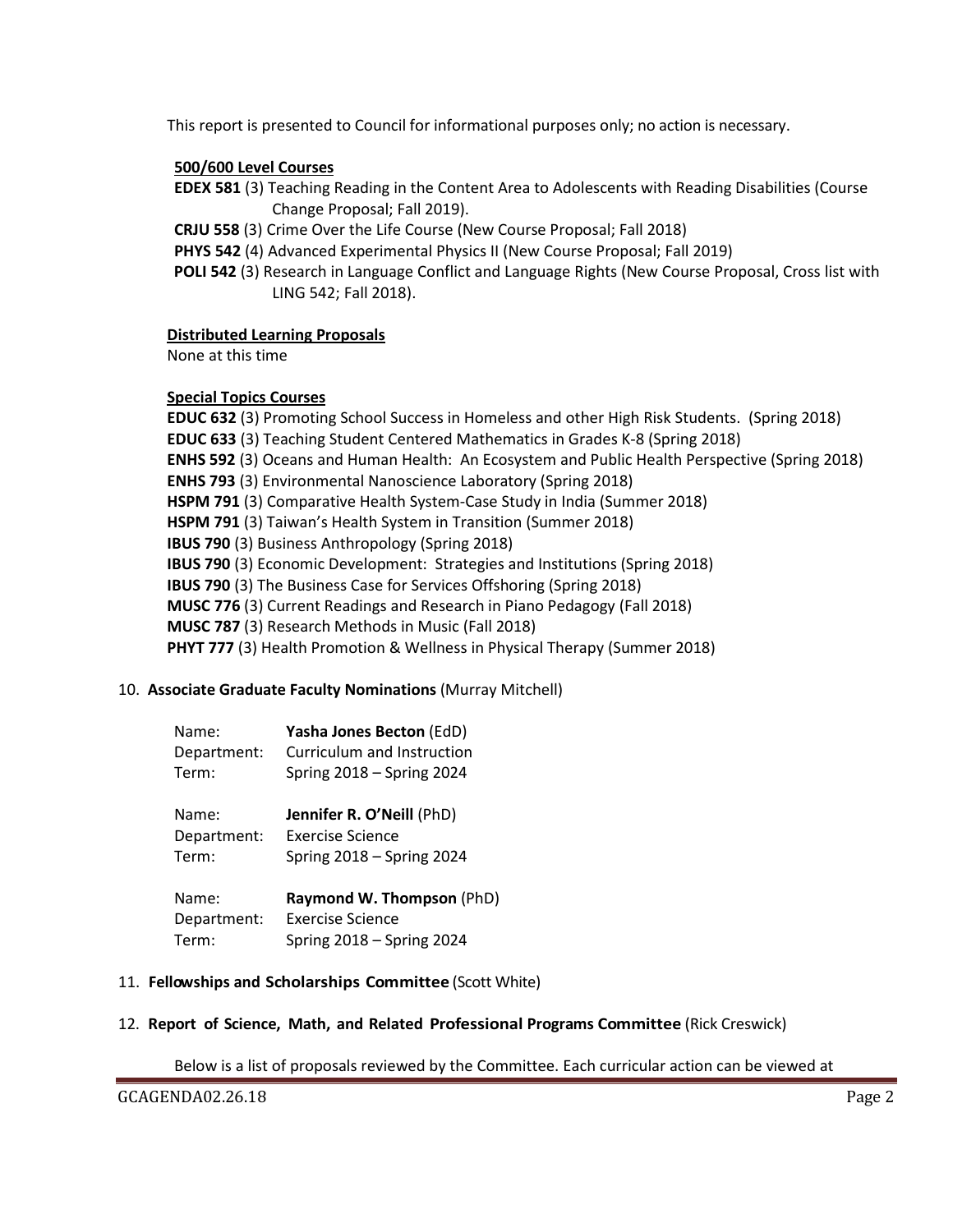This report is presented to Council for informational purposes only; no action is necessary.

**500/600 Level Courses**

**EDEX 581** (3) Teaching Reading in the Content Area to Adolescents with Reading Disabilities (Course Change Proposal; Fall 2019).
**CRJU 558** (3) Crime Over the Life Course (New Course Proposal; Fall 2018)
**PHYS 542** (4) Advanced Experimental Physics II (New Course Proposal; Fall 2019)
**POLI 542** (3) Research in Language Conflict and Language Rights (New Course Proposal, Cross list with LING 542; Fall 2018).

**Distributed Learning Proposals**

None at this time

**Special Topics Courses**

**EDUC 632** (3) Promoting School Success in Homeless and other High Risk Students. (Spring 2018)
**EDUC 633** (3) Teaching Student Centered Mathematics in Grades K-8 (Spring 2018)
**ENHS 592** (3) Oceans and Human Health: An Ecosystem and Public Health Perspective (Spring 2018)
**ENHS 793** (3) Environmental Nanoscience Laboratory (Spring 2018)
**HSPM 791** (3) Comparative Health System-Case Study in India (Summer 2018)
**HSPM 791** (3) Taiwan's Health System in Transition (Summer 2018)
**IBUS 790** (3) Business Anthropology (Spring 2018)
**IBUS 790** (3) Economic Development: Strategies and Institutions (Spring 2018)
**IBUS 790** (3) The Business Case for Services Offshoring (Spring 2018)
**MUSC 776** (3) Current Readings and Research in Piano Pedagogy (Fall 2018)
**MUSC 787** (3) Research Methods in Music (Fall 2018)
**PHYT 777** (3) Health Promotion & Wellness in Physical Therapy (Summer 2018)

10. **Associate Graduate Faculty Nominations** (Murray Mitchell)

Name: **Yasha Jones Becton** (EdD)
Department: Curriculum and Instruction
Term: Spring 2018 – Spring 2024

Name: **Jennifer R. O'Neill** (PhD)
Department: Exercise Science
Term: Spring 2018 – Spring 2024

Name: **Raymond W. Thompson** (PhD)
Department: Exercise Science
Term: Spring 2018 – Spring 2024

11. **Fellowships and Scholarships Committee** (Scott White)

12. **Report of Science, Math, and Related Professional Programs Committee** (Rick Creswick)

Below is a list of proposals reviewed by the Committee. Each curricular action can be viewed at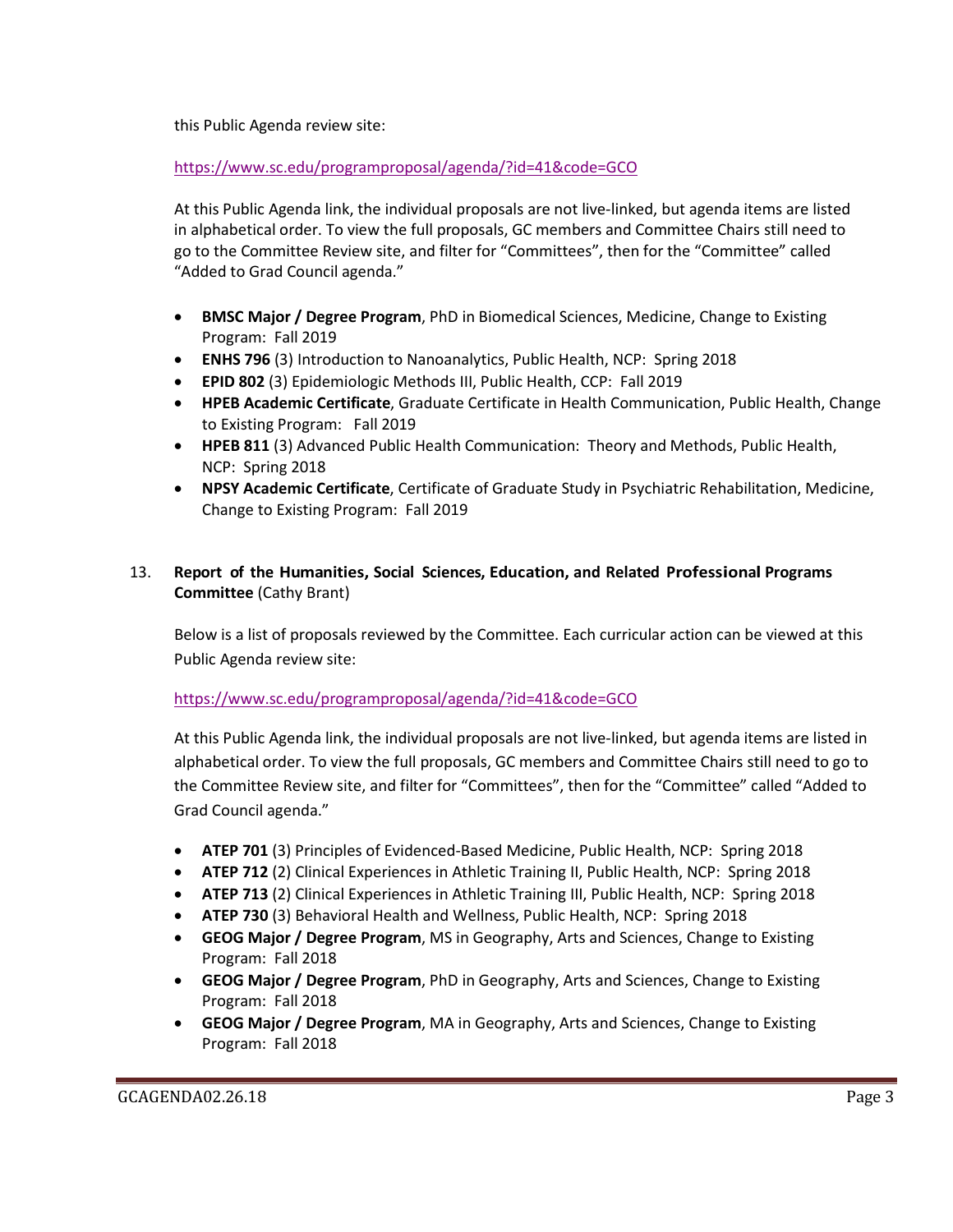this Public Agenda review site:

https://www.sc.edu/programproposal/agenda/?id=41&code=GCO

At this Public Agenda link, the individual proposals are not live-linked, but agenda items are listed in alphabetical order. To view the full proposals, GC members and Committee Chairs still need to go to the Committee Review site, and filter for "Committees", then for the "Committee" called "Added to Grad Council agenda."

- **BMSC Major / Degree Program**, PhD in Biomedical Sciences, Medicine, Change to Existing Program: Fall 2019
- **ENHS 796** (3) Introduction to Nanoanalytics, Public Health, NCP: Spring 2018
- **EPID 802** (3) Epidemiologic Methods III, Public Health, CCP: Fall 2019
- **HPEB Academic Certificate**, Graduate Certificate in Health Communication, Public Health, Change to Existing Program: Fall 2019
- **HPEB 811** (3) Advanced Public Health Communication: Theory and Methods, Public Health, NCP: Spring 2018
- **NPSY Academic Certificate**, Certificate of Graduate Study in Psychiatric Rehabilitation, Medicine, Change to Existing Program: Fall 2019

13. **Report of the Humanities, Social Sciences, Education, and Related Professional Programs Committee** (Cathy Brant)

Below is a list of proposals reviewed by the Committee. Each curricular action can be viewed at this Public Agenda review site:

https://www.sc.edu/programproposal/agenda/?id=41&code=GCO

At this Public Agenda link, the individual proposals are not live-linked, but agenda items are listed in alphabetical order. To view the full proposals, GC members and Committee Chairs still need to go to the Committee Review site, and filter for "Committees", then for the "Committee" called "Added to Grad Council agenda."

- **ATEP 701** (3) Principles of Evidenced-Based Medicine, Public Health, NCP: Spring 2018
- **ATEP 712** (2) Clinical Experiences in Athletic Training II, Public Health, NCP: Spring 2018
- **ATEP 713** (2) Clinical Experiences in Athletic Training III, Public Health, NCP: Spring 2018
- **ATEP 730** (3) Behavioral Health and Wellness, Public Health, NCP: Spring 2018
- **GEOG Major / Degree Program**, MS in Geography, Arts and Sciences, Change to Existing Program: Fall 2018
- **GEOG Major / Degree Program**, PhD in Geography, Arts and Sciences, Change to Existing Program: Fall 2018
- **GEOG Major / Degree Program**, MA in Geography, Arts and Sciences, Change to Existing Program: Fall 2018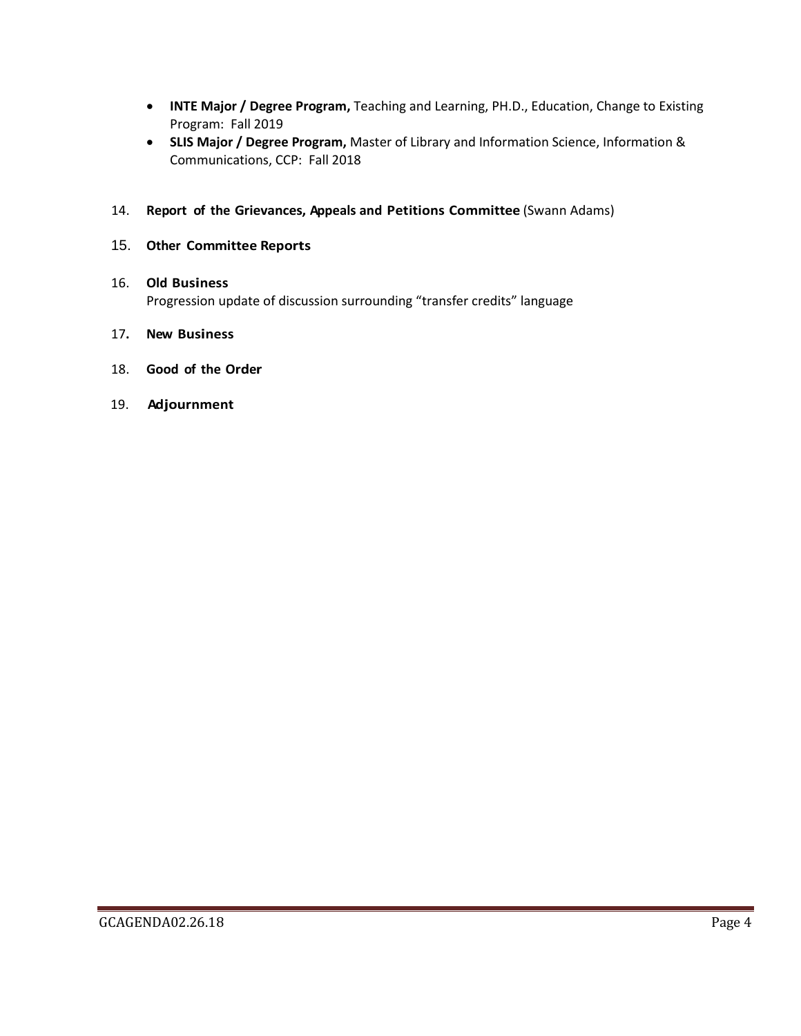- **INTE Major / Degree Program,** Teaching and Learning, PH.D., Education, Change to Existing Program: Fall 2019
- **SLIS Major / Degree Program,** Master of Library and Information Science, Information & Communications, CCP: Fall 2018

14. **Report of the Grievances, Appeals and Petitions Committee** (Swann Adams)

15. **Other Committee Reports**

16. **Old Business**
    Progression update of discussion surrounding "transfer credits" language

17. **New Business**

18. **Good of the Order**

19. **Adjournment**